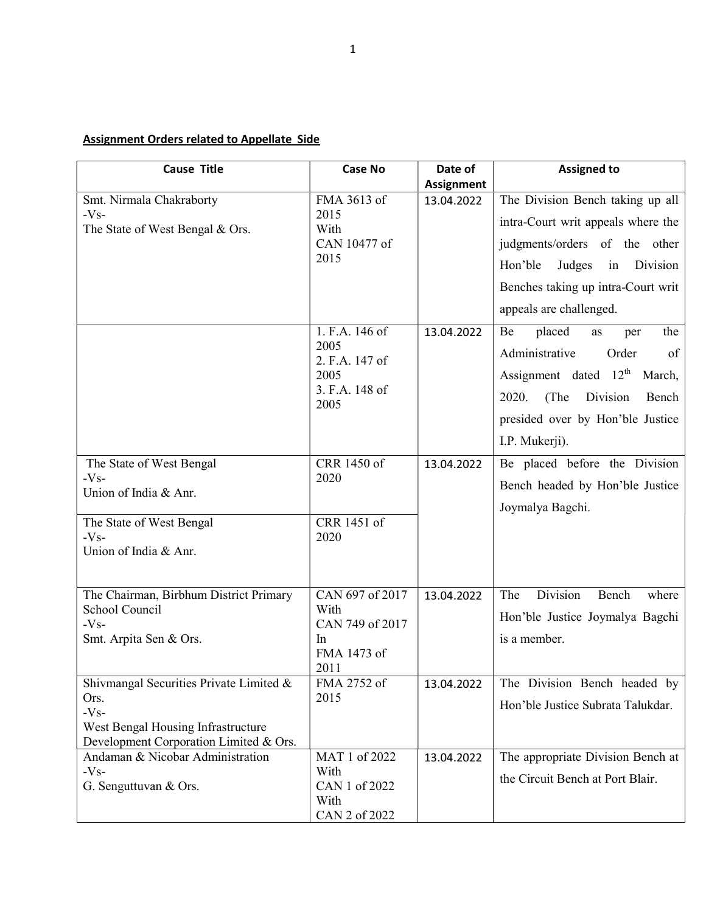**Assignment Orders related to Appellate Side**

| Cause Title | Case No | Date of Assignment | Assigned to |
|---|---|---|---|
| Smt. Nirmala Chakraborty<br>-Vs-<br>The State of West Bengal & Ors. | FMA 3613 of 2015<br>With<br>CAN 10477 of 2015 | 13.04.2022 | The Division Bench taking up all intra-Court writ appeals where the judgments/orders of the other Hon'ble Judges in Division Benches taking up intra-Court writ appeals are challenged. |
| | 1. F.A. 146 of 2005<br>2. F.A. 147 of 2005<br>3. F.A. 148 of 2005 | 13.04.2022 | Be placed as per the Administrative Order of Assignment dated 12th March, 2020. (The Division Bench presided over by Hon'ble Justice I.P. Mukerji). |
| The State of West Bengal<br>-Vs-<br>Union of India & Anr. | CRR 1450 of 2020 | 13.04.2022 | Be placed before the Division Bench headed by Hon'ble Justice Joymalya Bagchi. |
| The State of West Bengal<br>-Vs-<br>Union of India & Anr. | CRR 1451 of 2020 | | |
| The Chairman, Birbhum District Primary School Council<br>-Vs-<br>Smt. Arpita Sen & Ors. | CAN 697 of 2017<br>With<br>CAN 749 of 2017<br>In<br>FMA 1473 of 2011 | 13.04.2022 | The Division Bench where Hon'ble Justice Joymalya Bagchi is a member. |
| Shivmangal Securities Private Limited & Ors.<br>-Vs-<br>West Bengal Housing Infrastructure Development Corporation Limited & Ors. | FMA 2752 of 2015 | 13.04.2022 | The Division Bench headed by Hon'ble Justice Subrata Talukdar. |
| Andaman & Nicobar Administration<br>-Vs-<br>G. Senguttuvan & Ors. | MAT 1 of 2022<br>With<br>CAN 1 of 2022<br>With<br>CAN 2 of 2022 | 13.04.2022 | The appropriate Division Bench at the Circuit Bench at Port Blair. |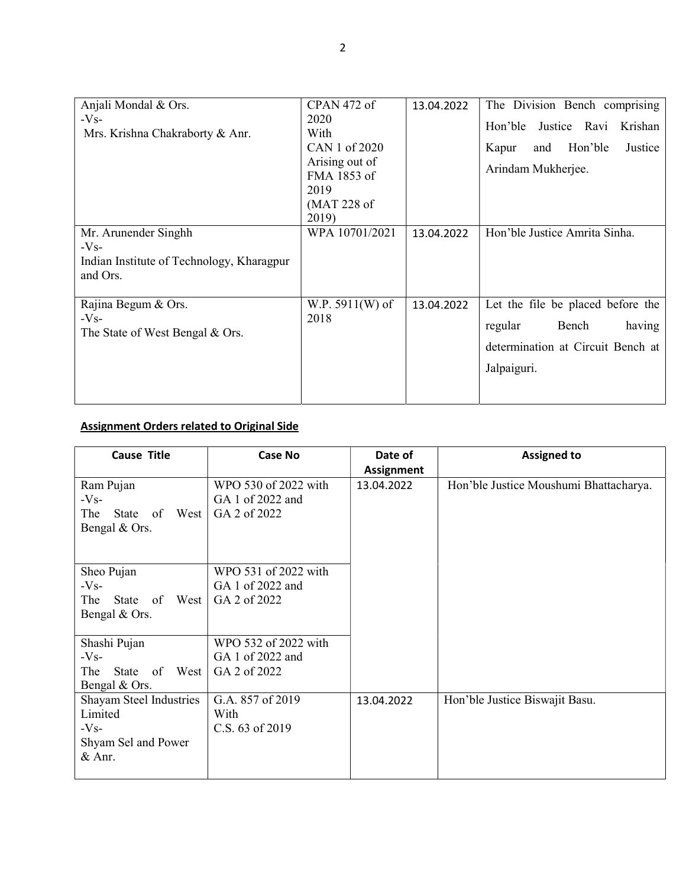| | | | |
|---|---|---|---|
| Anjali Mondal & Ors. -Vs- Mrs. Krishna Chakraborty & Anr. | CPAN 472 of 2020 With CAN 1 of 2020 Arising out of FMA 1853 of 2019 (MAT 228 of 2019) | 13.04.2022 | The Division Bench comprising Hon'ble Justice Ravi Krishan Kapur and Hon'ble Justice Arindam Mukherjee. |
| Mr. Arunender Singhh -Vs- Indian Institute of Technology, Kharagpur and Ors. | WPA 10701/2021 | 13.04.2022 | Hon'ble Justice Amrita Sinha. |
| Rajina Begum & Ors. -Vs- The State of West Bengal & Ors. | W.P. 5911(W) of 2018 | 13.04.2022 | Let the file be placed before the regular Bench having determination at Circuit Bench at Jalpaiguri. |

**Assignment Orders related to Original Side**

| Cause Title | Case No | Date of Assignment | Assigned to |
|---|---|---|---|
| Ram Pujan -Vs- The State of West Bengal & Ors. | WPO 530 of 2022 with GA 1 of 2022 and GA 2 of 2022 | 13.04.2022 | Hon'ble Justice Moushumi Bhattacharya. |
| Sheo Pujan -Vs- The State of West Bengal & Ors. | WPO 531 of 2022 with GA 1 of 2022 and GA 2 of 2022 | | |
| Shashi Pujan -Vs- The State of West Bengal & Ors. | WPO 532 of 2022 with GA 1 of 2022 and GA 2 of 2022 | | |
| Shayam Steel Industries Limited -Vs- Shyam Sel and Power & Anr. | G.A. 857 of 2019 With C.S. 63 of 2019 | 13.04.2022 | Hon'ble Justice Biswajit Basu. |